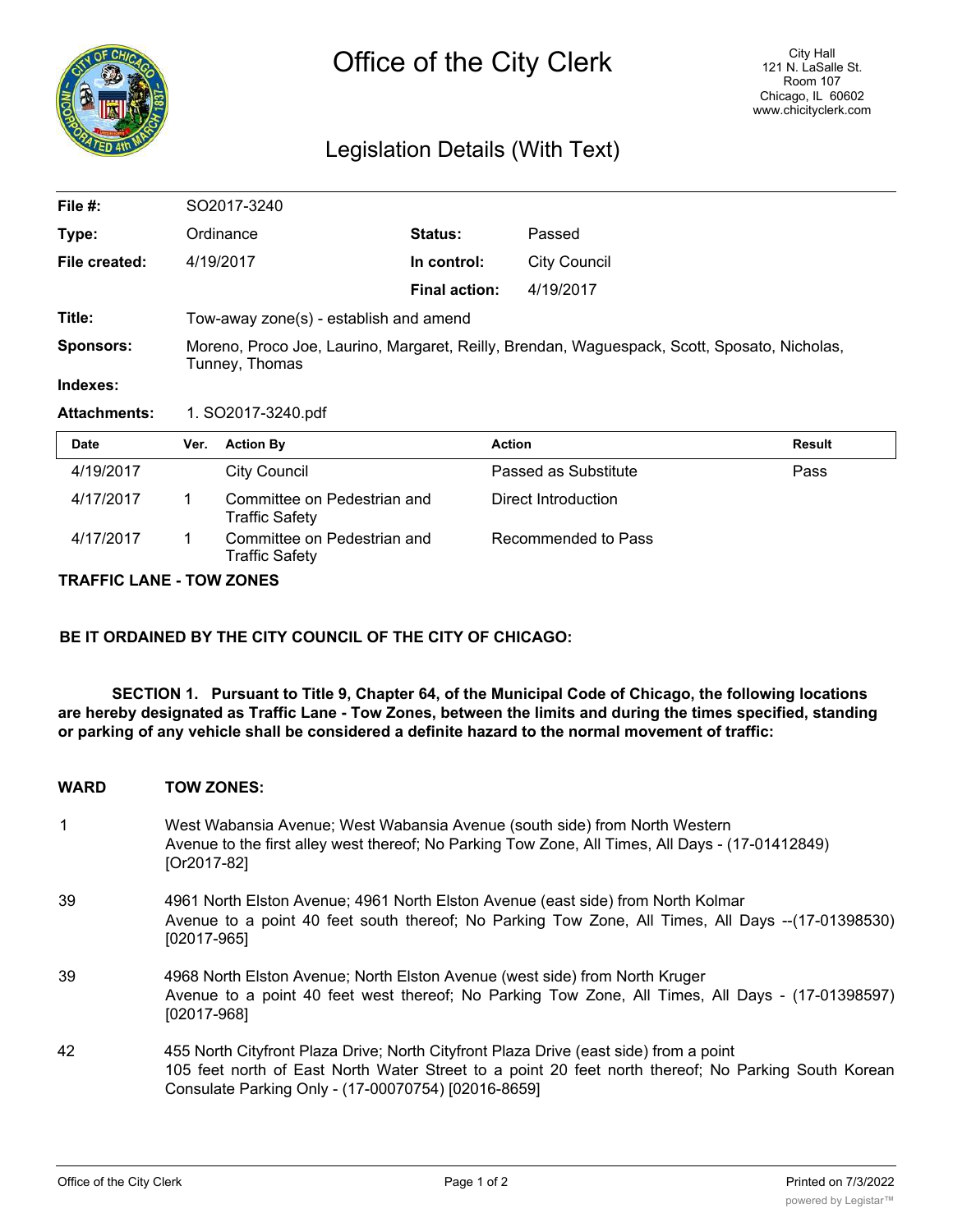# Office of the City Clerk

City Hall
121 N. LaSalle St.
Room 107
Chicago, IL 60602
www.chicityclerk.com

## Legislation Details (With Text)

| | | | |
|---|---|---|---|
| **File #:** | SO2017-3240 | | |
| **Type:** | Ordinance | **Status:** | Passed |
| **File created:** | 4/19/2017 | **In control:** | City Council |
| | | **Final action:** | 4/19/2017 |
| **Title:** | Tow-away zone(s) - establish and amend | | |
| **Sponsors:** | Moreno, Proco Joe, Laurino, Margaret, Reilly, Brendan, Waguespack, Scott, Sposato, Nicholas, Tunney, Thomas | | |
| **Indexes:** | | | |
| **Attachments:** | 1. SO2017-3240.pdf | | |

| Date | Ver. | Action By | Action | Result |
|---|---|---|---|---|
| 4/19/2017 | | City Council | Passed as Substitute | Pass |
| 4/17/2017 | 1 | Committee on Pedestrian and Traffic Safety | Direct Introduction | |
| 4/17/2017 | 1 | Committee on Pedestrian and Traffic Safety | Recommended to Pass | |

**TRAFFIC LANE - TOW ZONES**

**BE IT ORDAINED BY THE CITY COUNCIL OF THE CITY OF CHICAGO:**

**SECTION 1. Pursuant to Title 9, Chapter 64, of the Municipal Code of Chicago, the following locations are hereby designated as Traffic Lane - Tow Zones, between the limits and during the times specified, standing or parking of any vehicle shall be considered a definite hazard to the normal movement of traffic:**

| WARD | TOW ZONES: |
|---|---|
| 1 | West Wabansia Avenue; West Wabansia Avenue (south side) from North Western Avenue to the first alley west thereof; No Parking Tow Zone, All Times, All Days - (17-01412849) [Or2017-82] |
| 39 | 4961 North Elston Avenue; 4961 North Elston Avenue (east side) from North Kolmar Avenue to a point 40 feet south thereof; No Parking Tow Zone, All Times, All Days --(17-01398530) [02017-965] |
| 39 | 4968 North Elston Avenue; North Elston Avenue (west side) from North Kruger Avenue to a point 40 feet west thereof; No Parking Tow Zone, All Times, All Days - (17-01398597) [02017-968] |
| 42 | 455 North Cityfront Plaza Drive; North Cityfront Plaza Drive (east side) from a point 105 feet north of East North Water Street to a point 20 feet north thereof; No Parking South Korean Consulate Parking Only - (17-00070754) [02016-8659] |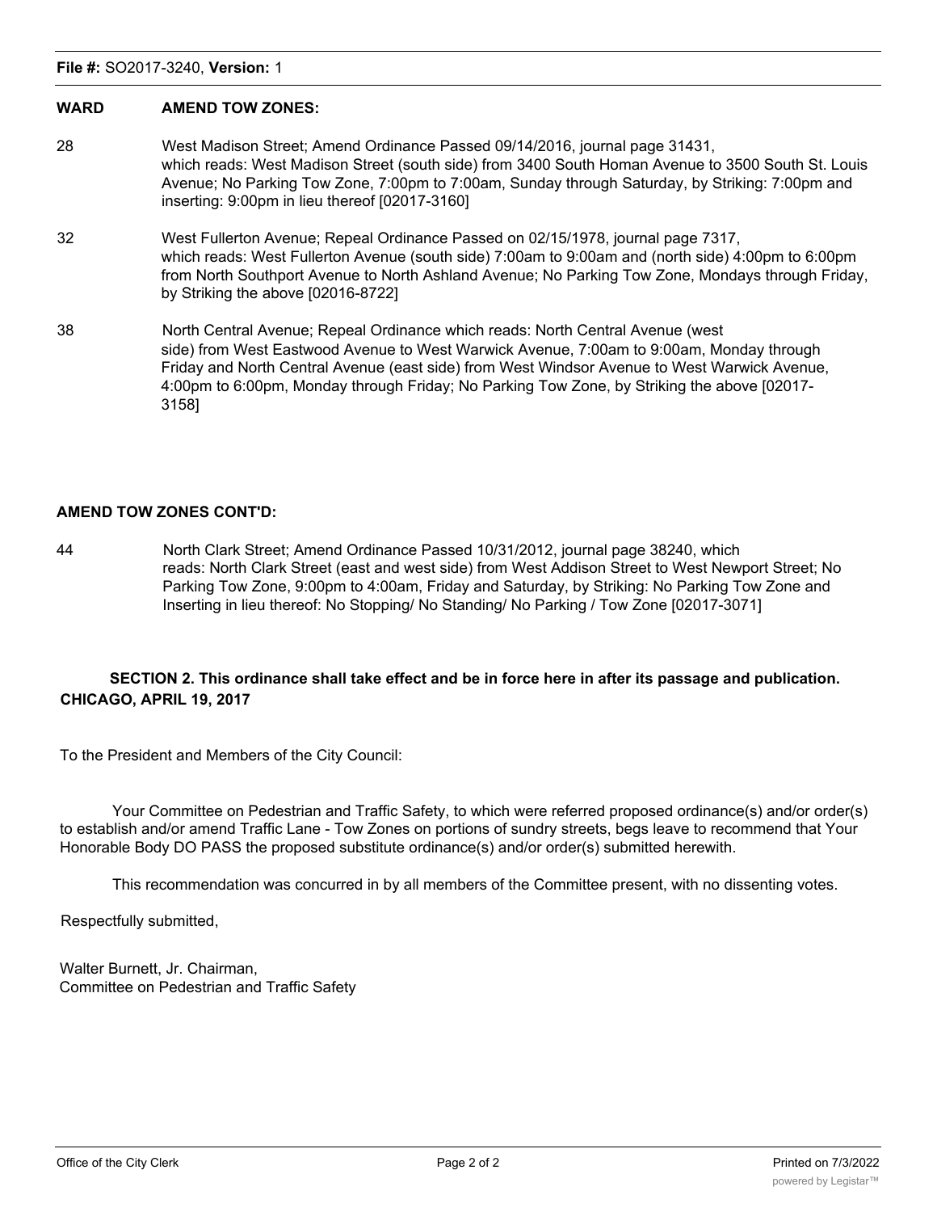**File #:** SO2017-3240, **Version:** 1

| **WARD** | **AMEND TOW ZONES:** |
| --- | --- |
| 28 | West Madison Street; Amend Ordinance Passed 09/14/2016, journal page 31431, which reads: West Madison Street (south side) from 3400 South Homan Avenue to 3500 South St. Louis Avenue; No Parking Tow Zone, 7:00pm to 7:00am, Sunday through Saturday, by Striking: 7:00pm and inserting: 9:00pm in lieu thereof [02017-3160] |
| 32 | West Fullerton Avenue; Repeal Ordinance Passed on 02/15/1978, journal page 7317, which reads: West Fullerton Avenue (south side) 7:00am to 9:00am and (north side) 4:00pm to 6:00pm from North Southport Avenue to North Ashland Avenue; No Parking Tow Zone, Mondays through Friday, by Striking the above [02016-8722] |
| 38 | North Central Avenue; Repeal Ordinance which reads: North Central Avenue (west side) from West Eastwood Avenue to West Warwick Avenue, 7:00am to 9:00am, Monday through Friday and North Central Avenue (east side) from West Windsor Avenue to West Warwick Avenue, 4:00pm to 6:00pm, Monday through Friday; No Parking Tow Zone, by Striking the above [02017-3158] |

**AMEND TOW ZONES CONT'D:**

| | |
| --- | --- |
| 44 | North Clark Street; Amend Ordinance Passed 10/31/2012, journal page 38240, which reads: North Clark Street (east and west side) from West Addison Street to West Newport Street; No Parking Tow Zone, 9:00pm to 4:00am, Friday and Saturday, by Striking: No Parking Tow Zone and Inserting in lieu thereof: No Stopping/ No Standing/ No Parking / Tow Zone [02017-3071] |

**SECTION 2. This ordinance shall take effect and be in force here in after its passage and publication.**
**CHICAGO, APRIL 19, 2017**

To the President and Members of the City Council:

Your Committee on Pedestrian and Traffic Safety, to which were referred proposed ordinance(s) and/or order(s) to establish and/or amend Traffic Lane - Tow Zones on portions of sundry streets, begs leave to recommend that Your Honorable Body DO PASS the proposed substitute ordinance(s) and/or order(s) submitted herewith.

This recommendation was concurred in by all members of the Committee present, with no dissenting votes.

Respectfully submitted,

Walter Burnett, Jr. Chairman,
Committee on Pedestrian and Traffic Safety